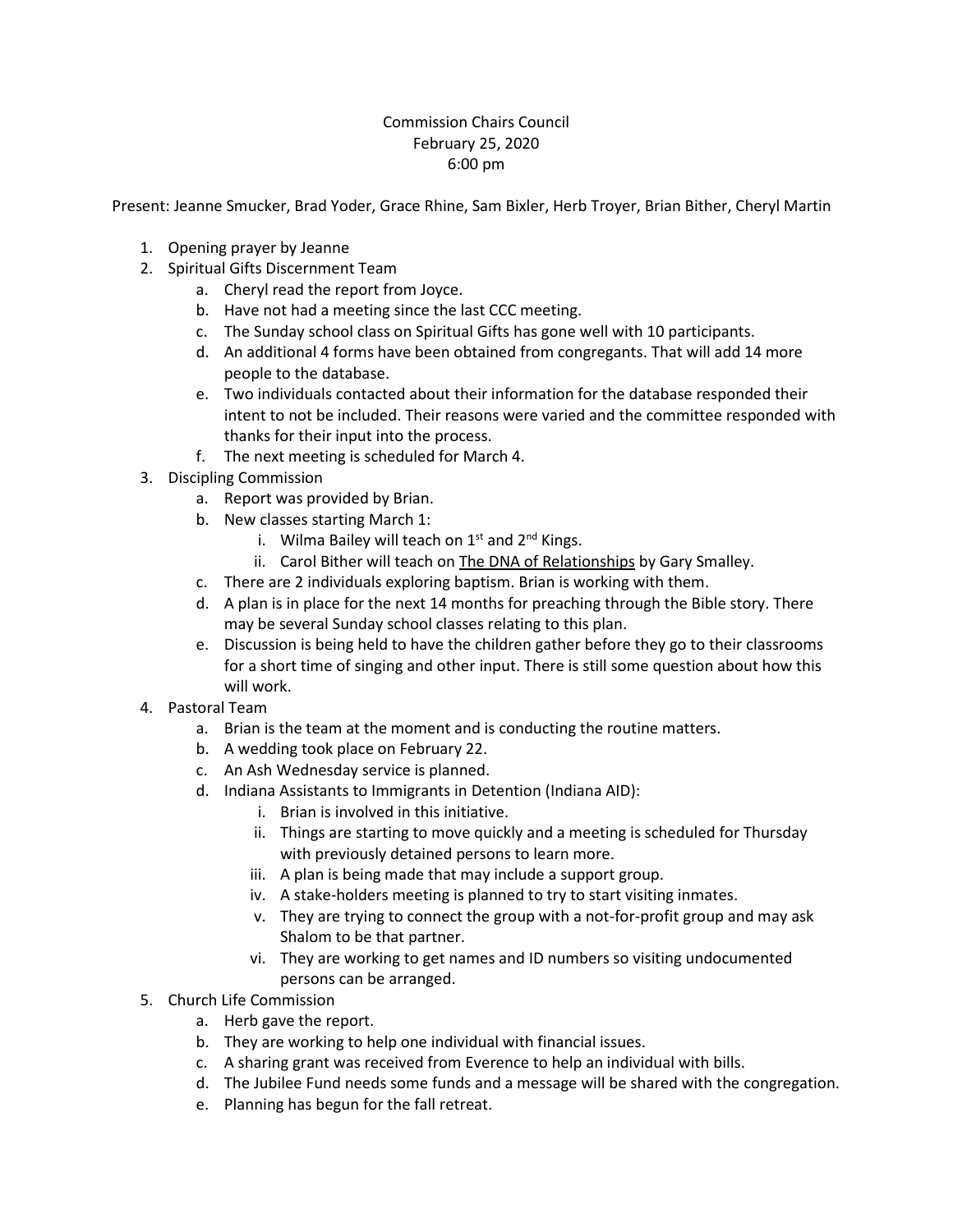# Commission Chairs Council
February 25, 2020
6:00 pm

Present: Jeanne Smucker, Brad Yoder, Grace Rhine, Sam Bixler, Herb Troyer, Brian Bither, Cheryl Martin

1. Opening prayer by Jeanne
2. Spiritual Gifts Discernment Team
    a. Cheryl read the report from Joyce.
    b. Have not had a meeting since the last CCC meeting.
    c. The Sunday school class on Spiritual Gifts has gone well with 10 participants.
    d. An additional 4 forms have been obtained from congregants. That will add 14 more people to the database.
    e. Two individuals contacted about their information for the database responded their intent to not be included. Their reasons were varied and the committee responded with thanks for their input into the process.
    f. The next meeting is scheduled for March 4.
3. Discipling Commission
    a. Report was provided by Brian.
    b. New classes starting March 1:
        i. Wilma Bailey will teach on 1st and 2nd Kings.
        ii. Carol Bither will teach on The DNA of Relationships by Gary Smalley.
    c. There are 2 individuals exploring baptism. Brian is working with them.
    d. A plan is in place for the next 14 months for preaching through the Bible story. There may be several Sunday school classes relating to this plan.
    e. Discussion is being held to have the children gather before they go to their classrooms for a short time of singing and other input. There is still some question about how this will work.
4. Pastoral Team
    a. Brian is the team at the moment and is conducting the routine matters.
    b. A wedding took place on February 22.
    c. An Ash Wednesday service is planned.
    d. Indiana Assistants to Immigrants in Detention (Indiana AID):
        i. Brian is involved in this initiative.
        ii. Things are starting to move quickly and a meeting is scheduled for Thursday with previously detained persons to learn more.
        iii. A plan is being made that may include a support group.
        iv. A stake-holders meeting is planned to try to start visiting inmates.
        v. They are trying to connect the group with a not-for-profit group and may ask Shalom to be that partner.
        vi. They are working to get names and ID numbers so visiting undocumented persons can be arranged.
5. Church Life Commission
    a. Herb gave the report.
    b. They are working to help one individual with financial issues.
    c. A sharing grant was received from Everence to help an individual with bills.
    d. The Jubilee Fund needs some funds and a message will be shared with the congregation.
    e. Planning has begun for the fall retreat.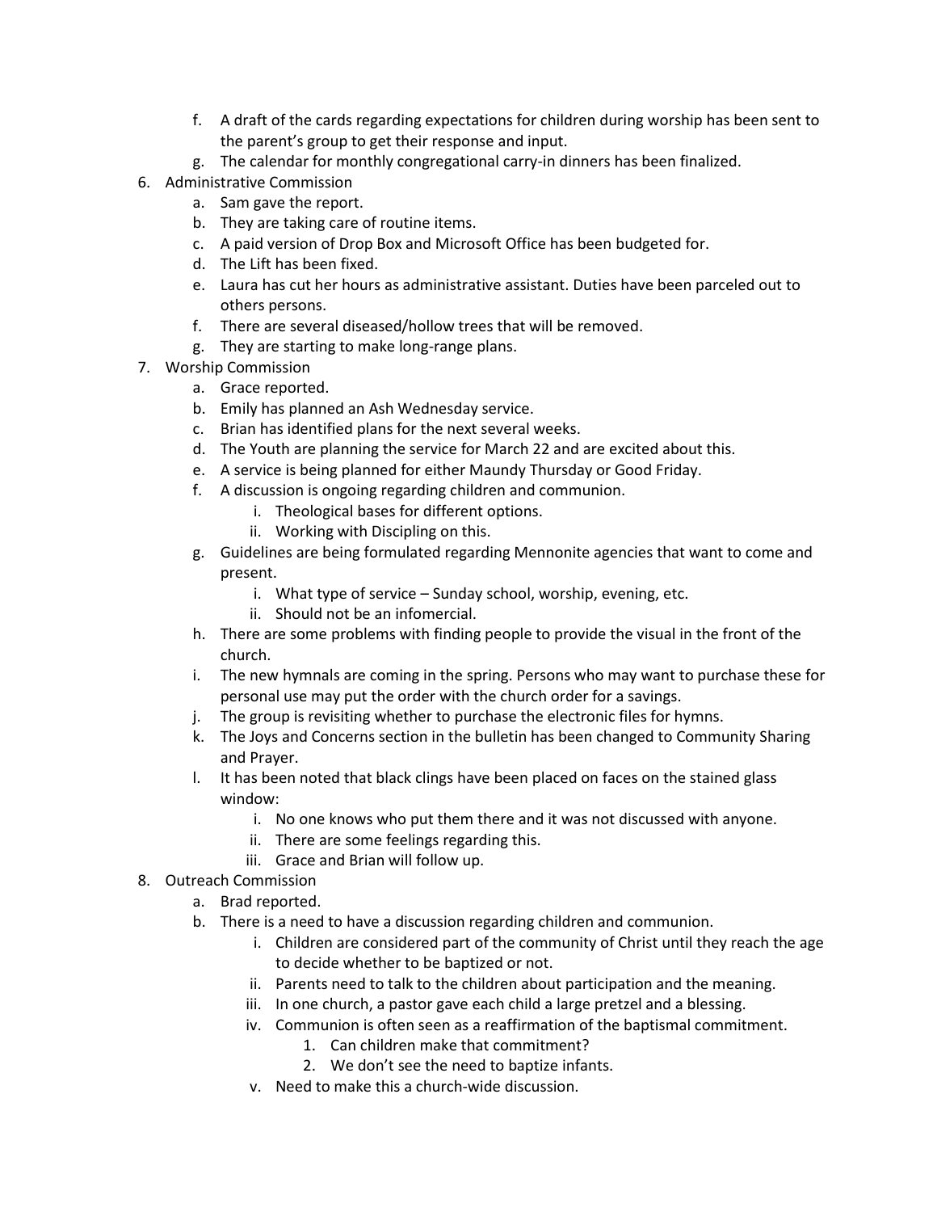f. A draft of the cards regarding expectations for children during worship has been sent to the parent's group to get their response and input.
   g. The calendar for monthly congregational carry-in dinners has been finalized.

6. Administrative Commission
   a. Sam gave the report.
   b. They are taking care of routine items.
   c. A paid version of Drop Box and Microsoft Office has been budgeted for.
   d. The Lift has been fixed.
   e. Laura has cut her hours as administrative assistant. Duties have been parceled out to others persons.
   f. There are several diseased/hollow trees that will be removed.
   g. They are starting to make long-range plans.

7. Worship Commission
   a. Grace reported.
   b. Emily has planned an Ash Wednesday service.
   c. Brian has identified plans for the next several weeks.
   d. The Youth are planning the service for March 22 and are excited about this.
   e. A service is being planned for either Maundy Thursday or Good Friday.
   f. A discussion is ongoing regarding children and communion.
      i. Theological bases for different options.
      ii. Working with Discipling on this.
   g. Guidelines are being formulated regarding Mennonite agencies that want to come and present.
      i. What type of service – Sunday school, worship, evening, etc.
      ii. Should not be an infomercial.
   h. There are some problems with finding people to provide the visual in the front of the church.
   i. The new hymnals are coming in the spring. Persons who may want to purchase these for personal use may put the order with the church order for a savings.
   j. The group is revisiting whether to purchase the electronic files for hymns.
   k. The Joys and Concerns section in the bulletin has been changed to Community Sharing and Prayer.
   l. It has been noted that black clings have been placed on faces on the stained glass window:
      i. No one knows who put them there and it was not discussed with anyone.
      ii. There are some feelings regarding this.
      iii. Grace and Brian will follow up.

8. Outreach Commission
   a. Brad reported.
   b. There is a need to have a discussion regarding children and communion.
      i. Children are considered part of the community of Christ until they reach the age to decide whether to be baptized or not.
      ii. Parents need to talk to the children about participation and the meaning.
      iii. In one church, a pastor gave each child a large pretzel and a blessing.
      iv. Communion is often seen as a reaffirmation of the baptismal commitment.
         1. Can children make that commitment?
         2. We don't see the need to baptize infants.
      v. Need to make this a church-wide discussion.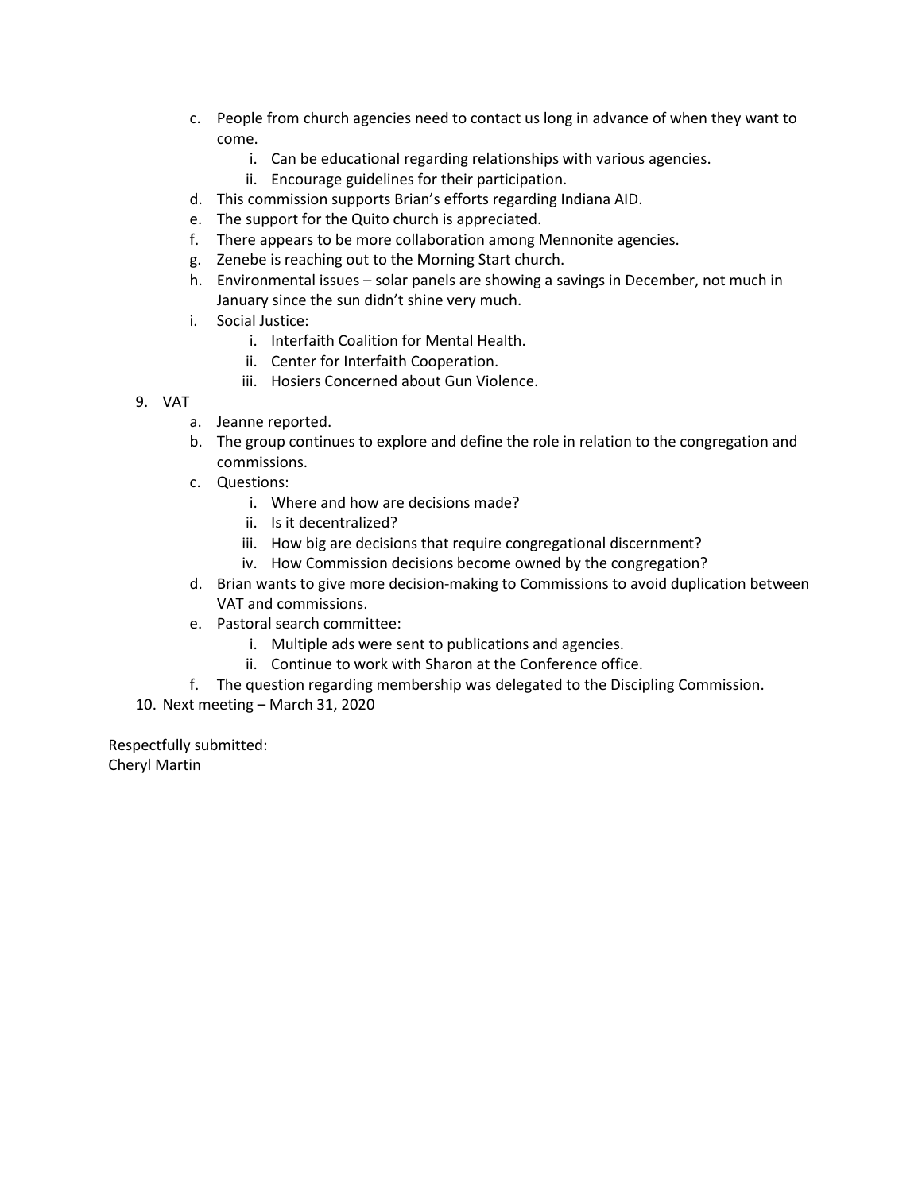c. People from church agencies need to contact us long in advance of when they want to come.
      i. Can be educational regarding relationships with various agencies.
      ii. Encourage guidelines for their participation.
   d. This commission supports Brian's efforts regarding Indiana AID.
   e. The support for the Quito church is appreciated.
   f. There appears to be more collaboration among Mennonite agencies.
   g. Zenebe is reaching out to the Morning Start church.
   h. Environmental issues – solar panels are showing a savings in December, not much in January since the sun didn't shine very much.
   i. Social Justice:
      i. Interfaith Coalition for Mental Health.
      ii. Center for Interfaith Cooperation.
      iii. Hosiers Concerned about Gun Violence.

9. VAT
   a. Jeanne reported.
   b. The group continues to explore and define the role in relation to the congregation and commissions.
   c. Questions:
      i. Where and how are decisions made?
      ii. Is it decentralized?
      iii. How big are decisions that require congregational discernment?
      iv. How Commission decisions become owned by the congregation?
   d. Brian wants to give more decision-making to Commissions to avoid duplication between VAT and commissions.
   e. Pastoral search committee:
      i. Multiple ads were sent to publications and agencies.
      ii. Continue to work with Sharon at the Conference office.
   f. The question regarding membership was delegated to the Discipling Commission.

10. Next meeting – March 31, 2020

Respectfully submitted:
Cheryl Martin